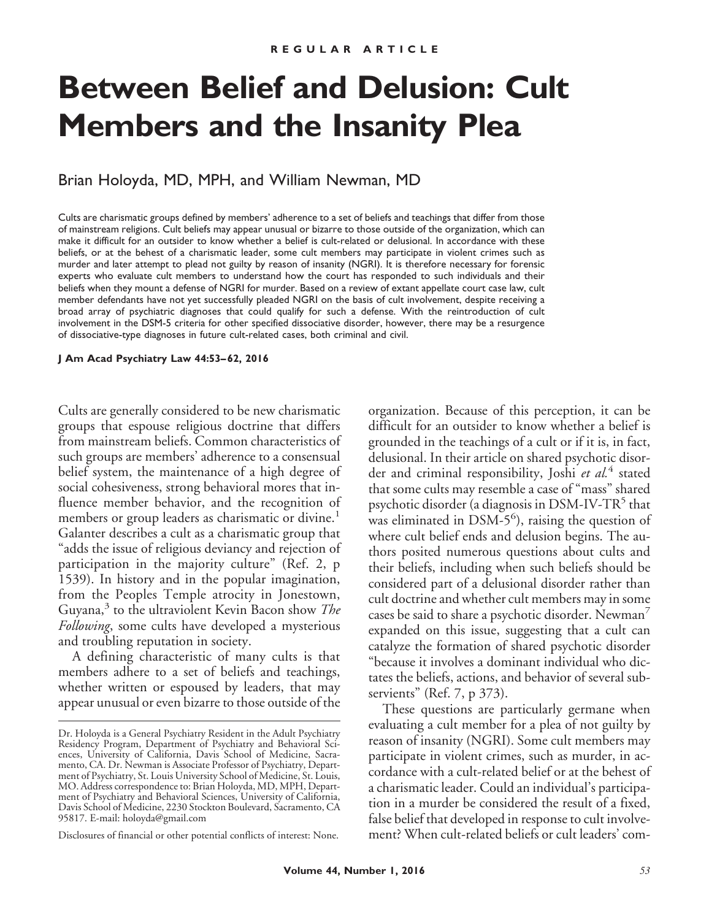REGULAR ARTICLE

# Between Belief and Delusion: Cult Members and the Insanity Plea

Brian Holoyda, MD, MPH, and William Newman, MD

Cults are charismatic groups defined by members' adherence to a set of beliefs and teachings that differ from those of mainstream religions. Cult beliefs may appear unusual or bizarre to those outside of the organization, which can make it difficult for an outsider to know whether a belief is cult-related or delusional. In accordance with these beliefs, or at the behest of a charismatic leader, some cult members may participate in violent crimes such as murder and later attempt to plead not guilty by reason of insanity (NGRI). It is therefore necessary for forensic experts who evaluate cult members to understand how the court has responded to such individuals and their beliefs when they mount a defense of NGRI for murder. Based on a review of extant appellate court case law, cult member defendants have not yet successfully pleaded NGRI on the basis of cult involvement, despite receiving a broad array of psychiatric diagnoses that could qualify for such a defense. With the reintroduction of cult involvement in the DSM-5 criteria for other specified dissociative disorder, however, there may be a resurgence of dissociative-type diagnoses in future cult-related cases, both criminal and civil.

**J Am Acad Psychiatry Law 44:53–62, 2016**

Cults are generally considered to be new charismatic groups that espouse religious doctrine that differs from mainstream beliefs. Common characteristics of such groups are members' adherence to a consensual belief system, the maintenance of a high degree of social cohesiveness, strong behavioral mores that influence member behavior, and the recognition of members or group leaders as charismatic or divine.[1] Galanter describes a cult as a charismatic group that "adds the issue of religious deviancy and rejection of participation in the majority culture" (Ref. 2, p 1539). In history and in the popular imagination, from the Peoples Temple atrocity in Jonestown, Guyana,[3] to the ultraviolent Kevin Bacon show *The Following*, some cults have developed a mysterious and troubling reputation in society.

A defining characteristic of many cults is that members adhere to a set of beliefs and teachings, whether written or espoused by leaders, that may appear unusual or even bizarre to those outside of the organization. Because of this perception, it can be difficult for an outsider to know whether a belief is grounded in the teachings of a cult or if it is, in fact, delusional. In their article on shared psychotic disorder and criminal responsibility, Joshi *et al.*[4] stated that some cults may resemble a case of "mass" shared psychotic disorder (a diagnosis in DSM-IV-TR[5] that was eliminated in DSM-5[6]), raising the question of where cult belief ends and delusion begins. The authors posited numerous questions about cults and their beliefs, including when such beliefs should be considered part of a delusional disorder rather than cult doctrine and whether cult members may in some cases be said to share a psychotic disorder. Newman[7] expanded on this issue, suggesting that a cult can catalyze the formation of shared psychotic disorder "because it involves a dominant individual who dictates the beliefs, actions, and behavior of several subservients" (Ref. 7, p 373).

These questions are particularly germane when evaluating a cult member for a plea of not guilty by reason of insanity (NGRI). Some cult members may participate in violent crimes, such as murder, in accordance with a cult-related belief or at the behest of a charismatic leader. Could an individual's participation in a murder be considered the result of a fixed, false belief that developed in response to cult involvement? When cult-related beliefs or cult leaders' com-

Dr. Holoyda is a General Psychiatry Resident in the Adult Psychiatry Residency Program, Department of Psychiatry and Behavioral Sciences, University of California, Davis School of Medicine, Sacramento, CA. Dr. Newman is Associate Professor of Psychiatry, Department of Psychiatry, St. Louis University School of Medicine, St. Louis, MO. Address correspondence to: Brian Holoyda, MD, MPH, Department of Psychiatry and Behavioral Sciences, University of California, Davis School of Medicine, 2230 Stockton Boulevard, Sacramento, CA 95817. E-mail: holoyda@gmail.com

Disclosures of financial or other potential conflicts of interest: None.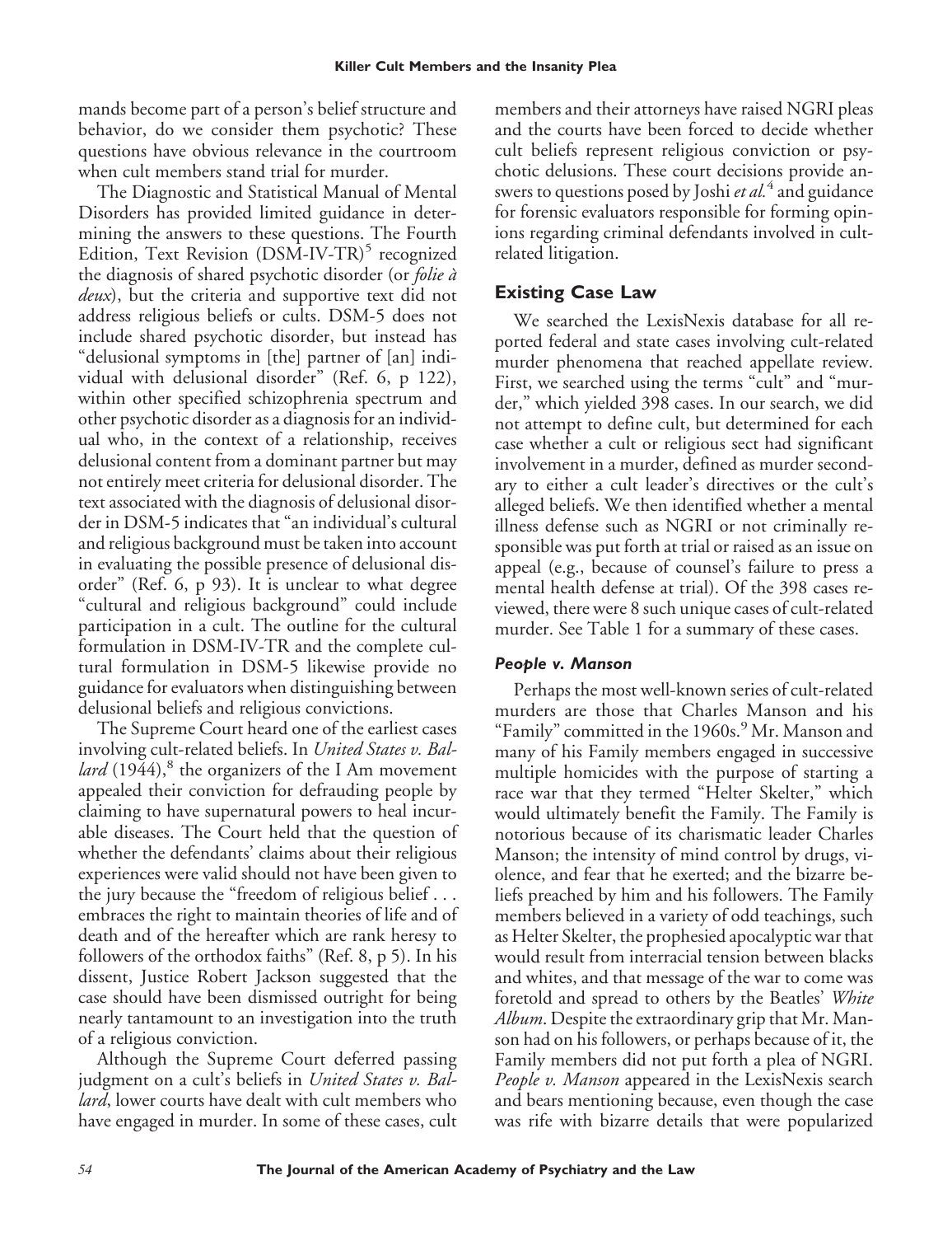mands become part of a person's belief structure and behavior, do we consider them psychotic? These questions have obvious relevance in the courtroom when cult members stand trial for murder.

The Diagnostic and Statistical Manual of Mental Disorders has provided limited guidance in determining the answers to these questions. The Fourth Edition, Text Revision (DSM-IV-TR)[5] recognized the diagnosis of shared psychotic disorder (or *folie à deux*), but the criteria and supportive text did not address religious beliefs or cults. DSM-5 does not include shared psychotic disorder, but instead has "delusional symptoms in [the] partner of [an] individual with delusional disorder" (Ref. 6, p 122), within other specified schizophrenia spectrum and other psychotic disorder as a diagnosis for an individual who, in the context of a relationship, receives delusional content from a dominant partner but may not entirely meet criteria for delusional disorder. The text associated with the diagnosis of delusional disorder in DSM-5 indicates that "an individual's cultural and religious background must be taken into account in evaluating the possible presence of delusional disorder" (Ref. 6, p 93). It is unclear to what degree "cultural and religious background" could include participation in a cult. The outline for the cultural formulation in DSM-IV-TR and the complete cultural formulation in DSM-5 likewise provide no guidance for evaluators when distinguishing between delusional beliefs and religious convictions.

The Supreme Court heard one of the earliest cases involving cult-related beliefs. In *United States v. Ballard* (1944),[8] the organizers of the I Am movement appealed their conviction for defrauding people by claiming to have supernatural powers to heal incurable diseases. The Court held that the question of whether the defendants' claims about their religious experiences were valid should not have been given to the jury because the "freedom of religious belief . . . embraces the right to maintain theories of life and of death and of the hereafter which are rank heresy to followers of the orthodox faiths" (Ref. 8, p 5). In his dissent, Justice Robert Jackson suggested that the case should have been dismissed outright for being nearly tantamount to an investigation into the truth of a religious conviction.

Although the Supreme Court deferred passing judgment on a cult's beliefs in *United States v. Ballard*, lower courts have dealt with cult members who have engaged in murder. In some of these cases, cult members and their attorneys have raised NGRI pleas and the courts have been forced to decide whether cult beliefs represent religious conviction or psychotic delusions. These court decisions provide answers to questions posed by Joshi *et al.*[4] and guidance for forensic evaluators responsible for forming opinions regarding criminal defendants involved in cult-related litigation.

## Existing Case Law

We searched the LexisNexis database for all reported federal and state cases involving cult-related murder phenomena that reached appellate review. First, we searched using the terms "cult" and "murder," which yielded 398 cases. In our search, we did not attempt to define cult, but determined for each case whether a cult or religious sect had significant involvement in a murder, defined as murder secondary to either a cult leader's directives or the cult's alleged beliefs. We then identified whether a mental illness defense such as NGRI or not criminally responsible was put forth at trial or raised as an issue on appeal (e.g., because of counsel's failure to press a mental health defense at trial). Of the 398 cases reviewed, there were 8 such unique cases of cult-related murder. See Table 1 for a summary of these cases.

### *People v. Manson*

Perhaps the most well-known series of cult-related murders are those that Charles Manson and his "Family" committed in the 1960s.[9] Mr. Manson and many of his Family members engaged in successive multiple homicides with the purpose of starting a race war that they termed "Helter Skelter," which would ultimately benefit the Family. The Family is notorious because of its charismatic leader Charles Manson; the intensity of mind control by drugs, violence, and fear that he exerted; and the bizarre beliefs preached by him and his followers. The Family members believed in a variety of odd teachings, such as Helter Skelter, the prophesied apocalyptic war that would result from interracial tension between blacks and whites, and that message of the war to come was foretold and spread to others by the Beatles' *White Album*. Despite the extraordinary grip that Mr. Manson had on his followers, or perhaps because of it, the Family members did not put forth a plea of NGRI. *People v. Manson* appeared in the LexisNexis search and bears mentioning because, even though the case was rife with bizarre details that were popularized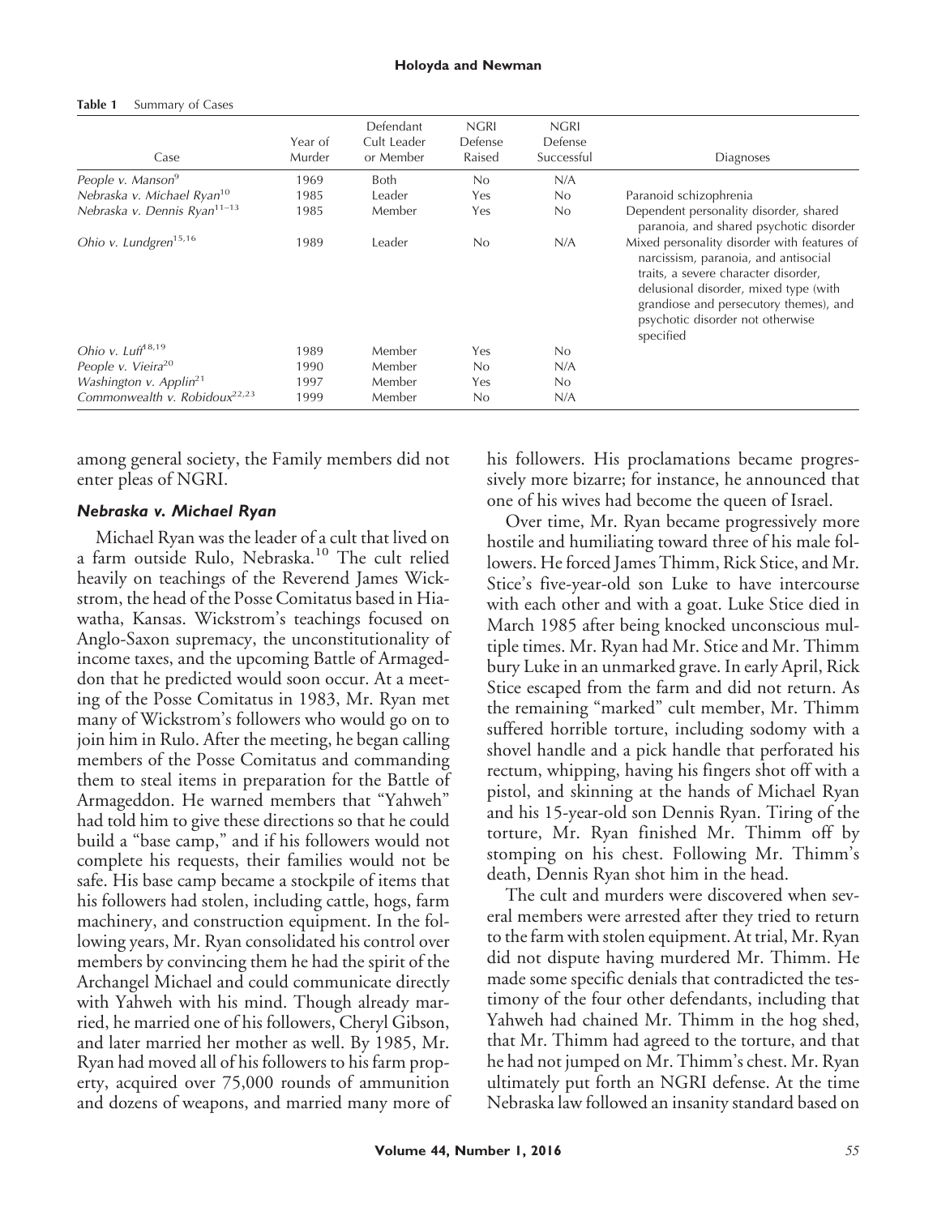**Table 1** Summary of Cases

| Case | Year of Murder | Defendant Cult Leader or Member | NGRI Defense Raised | NGRI Defense Successful | Diagnoses |
|---|---|---|---|---|---|
| *People v. Manson*[9] | 1969 | Both | No | N/A | |
| *Nebraska v. Michael Ryan*[10] | 1985 | Leader | Yes | No | Paranoid schizophrenia |
| *Nebraska v. Dennis Ryan*[11–13] | 1985 | Member | Yes | No | Dependent personality disorder, shared paranoia, and shared psychotic disorder |
| *Ohio v. Lundgren*[15,16] | 1989 | Leader | No | N/A | Mixed personality disorder with features of narcissism, paranoia, and antisocial traits, a severe character disorder, delusional disorder, mixed type (with grandiose and persecutory themes), and psychotic disorder not otherwise specified |
| *Ohio v. Luff*[18,19] | 1989 | Member | Yes | No | |
| *People v. Vieira*[20] | 1990 | Member | No | N/A | |
| *Washington v. Applin*[21] | 1997 | Member | Yes | No | |
| *Commonwealth v. Robidoux*[22,23] | 1999 | Member | No | N/A | |

among general society, the Family members did not enter pleas of NGRI.

### *Nebraska v. Michael Ryan*

Michael Ryan was the leader of a cult that lived on a farm outside Rulo, Nebraska.[10] The cult relied heavily on teachings of the Reverend James Wickstrom, the head of the Posse Comitatus based in Hiawatha, Kansas. Wickstrom's teachings focused on Anglo-Saxon supremacy, the unconstitutionality of income taxes, and the upcoming Battle of Armageddon that he predicted would soon occur. At a meeting of the Posse Comitatus in 1983, Mr. Ryan met many of Wickstrom's followers who would go on to join him in Rulo. After the meeting, he began calling members of the Posse Comitatus and commanding them to steal items in preparation for the Battle of Armageddon. He warned members that "Yahweh" had told him to give these directions so that he could build a "base camp," and if his followers would not complete his requests, their families would not be safe. His base camp became a stockpile of items that his followers had stolen, including cattle, hogs, farm machinery, and construction equipment. In the following years, Mr. Ryan consolidated his control over members by convincing them he had the spirit of the Archangel Michael and could communicate directly with Yahweh with his mind. Though already married, he married one of his followers, Cheryl Gibson, and later married her mother as well. By 1985, Mr. Ryan had moved all of his followers to his farm property, acquired over 75,000 rounds of ammunition and dozens of weapons, and married many more of his followers. His proclamations became progressively more bizarre; for instance, he announced that one of his wives had become the queen of Israel.

Over time, Mr. Ryan became progressively more hostile and humiliating toward three of his male followers. He forced James Thimm, Rick Stice, and Mr. Stice's five-year-old son Luke to have intercourse with each other and with a goat. Luke Stice died in March 1985 after being knocked unconscious multiple times. Mr. Ryan had Mr. Stice and Mr. Thimm bury Luke in an unmarked grave. In early April, Rick Stice escaped from the farm and did not return. As the remaining "marked" cult member, Mr. Thimm suffered horrible torture, including sodomy with a shovel handle and a pick handle that perforated his rectum, whipping, having his fingers shot off with a pistol, and skinning at the hands of Michael Ryan and his 15-year-old son Dennis Ryan. Tiring of the torture, Mr. Ryan finished Mr. Thimm off by stomping on his chest. Following Mr. Thimm's death, Dennis Ryan shot him in the head.

The cult and murders were discovered when several members were arrested after they tried to return to the farm with stolen equipment. At trial, Mr. Ryan did not dispute having murdered Mr. Thimm. He made some specific denials that contradicted the testimony of the four other defendants, including that Yahweh had chained Mr. Thimm in the hog shed, that Mr. Thimm had agreed to the torture, and that he had not jumped on Mr. Thimm's chest. Mr. Ryan ultimately put forth an NGRI defense. At the time Nebraska law followed an insanity standard based on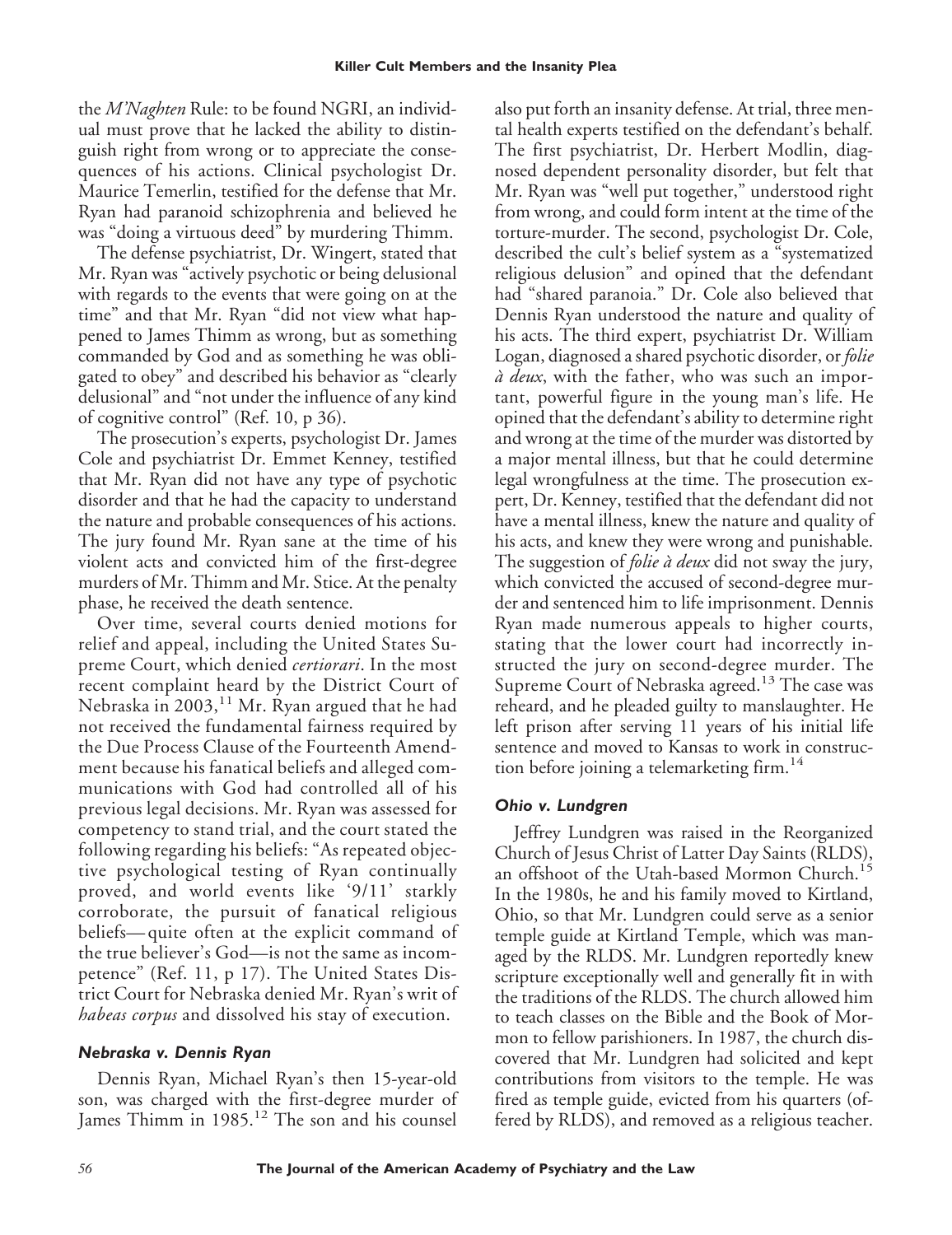the *M'Naghten* Rule: to be found NGRI, an individual must prove that he lacked the ability to distinguish right from wrong or to appreciate the consequences of his actions. Clinical psychologist Dr. Maurice Temerlin, testified for the defense that Mr. Ryan had paranoid schizophrenia and believed he was "doing a virtuous deed" by murdering Thimm.

The defense psychiatrist, Dr. Wingert, stated that Mr. Ryan was "actively psychotic or being delusional with regards to the events that were going on at the time" and that Mr. Ryan "did not view what happened to James Thimm as wrong, but as something commanded by God and as something he was obligated to obey" and described his behavior as "clearly delusional" and "not under the influence of any kind of cognitive control" (Ref. 10, p 36).

The prosecution's experts, psychologist Dr. James Cole and psychiatrist Dr. Emmet Kenney, testified that Mr. Ryan did not have any type of psychotic disorder and that he had the capacity to understand the nature and probable consequences of his actions. The jury found Mr. Ryan sane at the time of his violent acts and convicted him of the first-degree murders of Mr. Thimm and Mr. Stice. At the penalty phase, he received the death sentence.

Over time, several courts denied motions for relief and appeal, including the United States Supreme Court, which denied *certiorari*. In the most recent complaint heard by the District Court of Nebraska in 2003,[11] Mr. Ryan argued that he had not received the fundamental fairness required by the Due Process Clause of the Fourteenth Amendment because his fanatical beliefs and alleged communications with God had controlled all of his previous legal decisions. Mr. Ryan was assessed for competency to stand trial, and the court stated the following regarding his beliefs: "As repeated objective psychological testing of Ryan continually proved, and world events like '9/11' starkly corroborate, the pursuit of fanatical religious beliefs—quite often at the explicit command of the true believer's God—is not the same as incompetence" (Ref. 11, p 17). The United States District Court for Nebraska denied Mr. Ryan's writ of *habeas corpus* and dissolved his stay of execution.

### *Nebraska v. Dennis Ryan*

Dennis Ryan, Michael Ryan's then 15-year-old son, was charged with the first-degree murder of James Thimm in 1985.[12] The son and his counsel also put forth an insanity defense. At trial, three mental health experts testified on the defendant's behalf. The first psychiatrist, Dr. Herbert Modlin, diagnosed dependent personality disorder, but felt that Mr. Ryan was "well put together," understood right from wrong, and could form intent at the time of the torture-murder. The second, psychologist Dr. Cole, described the cult's belief system as a "systematized religious delusion" and opined that the defendant had "shared paranoia." Dr. Cole also believed that Dennis Ryan understood the nature and quality of his acts. The third expert, psychiatrist Dr. William Logan, diagnosed a shared psychotic disorder, or *folie à deux*, with the father, who was such an important, powerful figure in the young man's life. He opined that the defendant's ability to determine right and wrong at the time of the murder was distorted by a major mental illness, but that he could determine legal wrongfulness at the time. The prosecution expert, Dr. Kenney, testified that the defendant did not have a mental illness, knew the nature and quality of his acts, and knew they were wrong and punishable. The suggestion of *folie à deux* did not sway the jury, which convicted the accused of second-degree murder and sentenced him to life imprisonment. Dennis Ryan made numerous appeals to higher courts, stating that the lower court had incorrectly instructed the jury on second-degree murder. The Supreme Court of Nebraska agreed.[13] The case was reheard, and he pleaded guilty to manslaughter. He left prison after serving 11 years of his initial life sentence and moved to Kansas to work in construction before joining a telemarketing firm.[14]

### *Ohio v. Lundgren*

Jeffrey Lundgren was raised in the Reorganized Church of Jesus Christ of Latter Day Saints (RLDS), an offshoot of the Utah-based Mormon Church.[15] In the 1980s, he and his family moved to Kirtland, Ohio, so that Mr. Lundgren could serve as a senior temple guide at Kirtland Temple, which was managed by the RLDS. Mr. Lundgren reportedly knew scripture exceptionally well and generally fit in with the traditions of the RLDS. The church allowed him to teach classes on the Bible and the Book of Mormon to fellow parishioners. In 1987, the church discovered that Mr. Lundgren had solicited and kept contributions from visitors to the temple. He was fired as temple guide, evicted from his quarters (offered by RLDS), and removed as a religious teacher.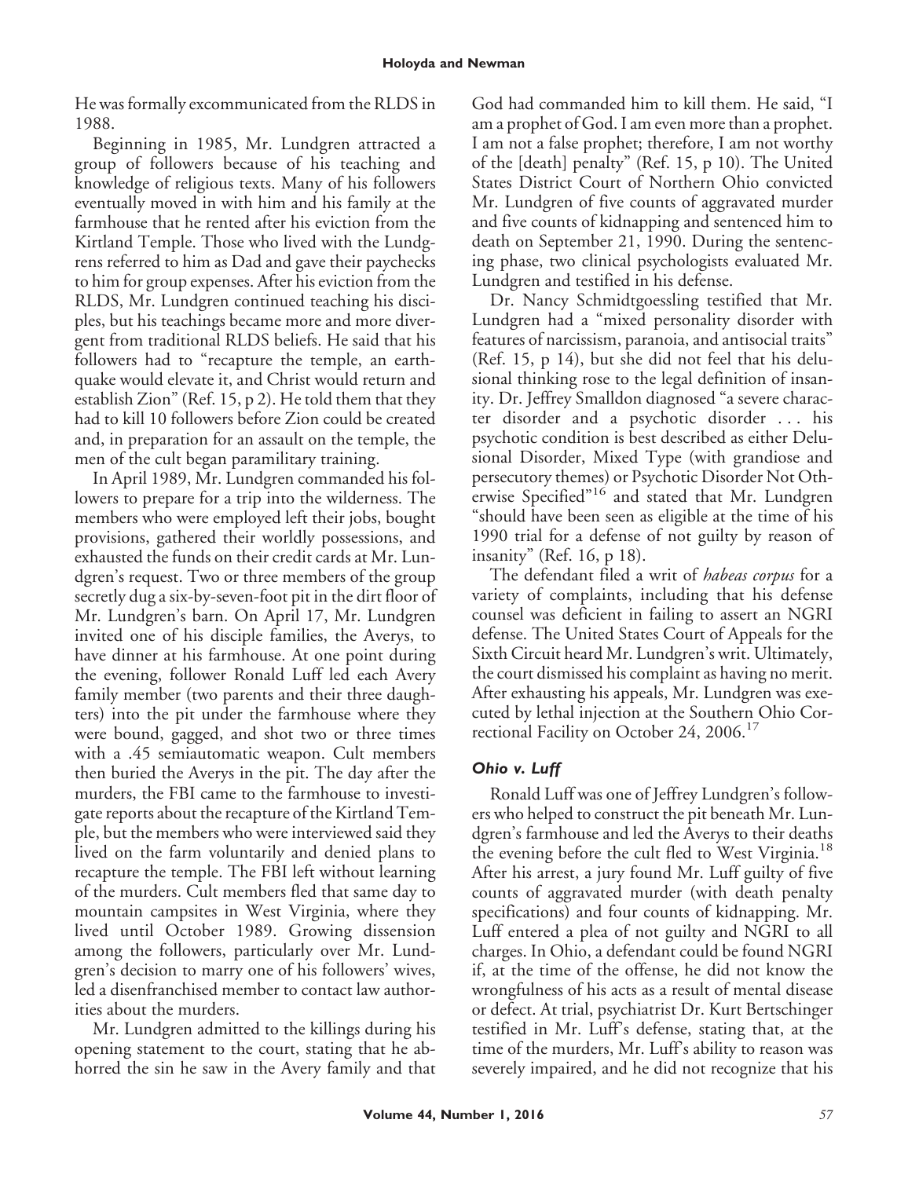He was formally excommunicated from the RLDS in 1988.

Beginning in 1985, Mr. Lundgren attracted a group of followers because of his teaching and knowledge of religious texts. Many of his followers eventually moved in with him and his family at the farmhouse that he rented after his eviction from the Kirtland Temple. Those who lived with the Lundgrens referred to him as Dad and gave their paychecks to him for group expenses. After his eviction from the RLDS, Mr. Lundgren continued teaching his disciples, but his teachings became more and more divergent from traditional RLDS beliefs. He said that his followers had to "recapture the temple, an earthquake would elevate it, and Christ would return and establish Zion" (Ref. 15, p 2). He told them that they had to kill 10 followers before Zion could be created and, in preparation for an assault on the temple, the men of the cult began paramilitary training.

In April 1989, Mr. Lundgren commanded his followers to prepare for a trip into the wilderness. The members who were employed left their jobs, bought provisions, gathered their worldly possessions, and exhausted the funds on their credit cards at Mr. Lundgren's request. Two or three members of the group secretly dug a six-by-seven-foot pit in the dirt floor of Mr. Lundgren's barn. On April 17, Mr. Lundgren invited one of his disciple families, the Averys, to have dinner at his farmhouse. At one point during the evening, follower Ronald Luff led each Avery family member (two parents and their three daughters) into the pit under the farmhouse where they were bound, gagged, and shot two or three times with a .45 semiautomatic weapon. Cult members then buried the Averys in the pit. The day after the murders, the FBI came to the farmhouse to investigate reports about the recapture of the Kirtland Temple, but the members who were interviewed said they lived on the farm voluntarily and denied plans to recapture the temple. The FBI left without learning of the murders. Cult members fled that same day to mountain campsites in West Virginia, where they lived until October 1989. Growing dissension among the followers, particularly over Mr. Lundgren's decision to marry one of his followers' wives, led a disenfranchised member to contact law authorities about the murders.

Mr. Lundgren admitted to the killings during his opening statement to the court, stating that he abhorred the sin he saw in the Avery family and that God had commanded him to kill them. He said, "I am a prophet of God. I am even more than a prophet. I am not a false prophet; therefore, I am not worthy of the [death] penalty" (Ref. 15, p 10). The United States District Court of Northern Ohio convicted Mr. Lundgren of five counts of aggravated murder and five counts of kidnapping and sentenced him to death on September 21, 1990. During the sentencing phase, two clinical psychologists evaluated Mr. Lundgren and testified in his defense.

Dr. Nancy Schmidtgoessling testified that Mr. Lundgren had a "mixed personality disorder with features of narcissism, paranoia, and antisocial traits" (Ref. 15, p 14), but she did not feel that his delusional thinking rose to the legal definition of insanity. Dr. Jeffrey Smalldon diagnosed "a severe character disorder and a psychotic disorder . . . his psychotic condition is best described as either Delusional Disorder, Mixed Type (with grandiose and persecutory themes) or Psychotic Disorder Not Otherwise Specified"[16] and stated that Mr. Lundgren "should have been seen as eligible at the time of his 1990 trial for a defense of not guilty by reason of insanity" (Ref. 16, p 18).

The defendant filed a writ of *habeas corpus* for a variety of complaints, including that his defense counsel was deficient in failing to assert an NGRI defense. The United States Court of Appeals for the Sixth Circuit heard Mr. Lundgren's writ. Ultimately, the court dismissed his complaint as having no merit. After exhausting his appeals, Mr. Lundgren was executed by lethal injection at the Southern Ohio Correctional Facility on October 24, 2006.[17]

### *Ohio v. Luff*

Ronald Luff was one of Jeffrey Lundgren's followers who helped to construct the pit beneath Mr. Lundgren's farmhouse and led the Averys to their deaths the evening before the cult fled to West Virginia.[18] After his arrest, a jury found Mr. Luff guilty of five counts of aggravated murder (with death penalty specifications) and four counts of kidnapping. Mr. Luff entered a plea of not guilty and NGRI to all charges. In Ohio, a defendant could be found NGRI if, at the time of the offense, he did not know the wrongfulness of his acts as a result of mental disease or defect. At trial, psychiatrist Dr. Kurt Bertschinger testified in Mr. Luff's defense, stating that, at the time of the murders, Mr. Luff's ability to reason was severely impaired, and he did not recognize that his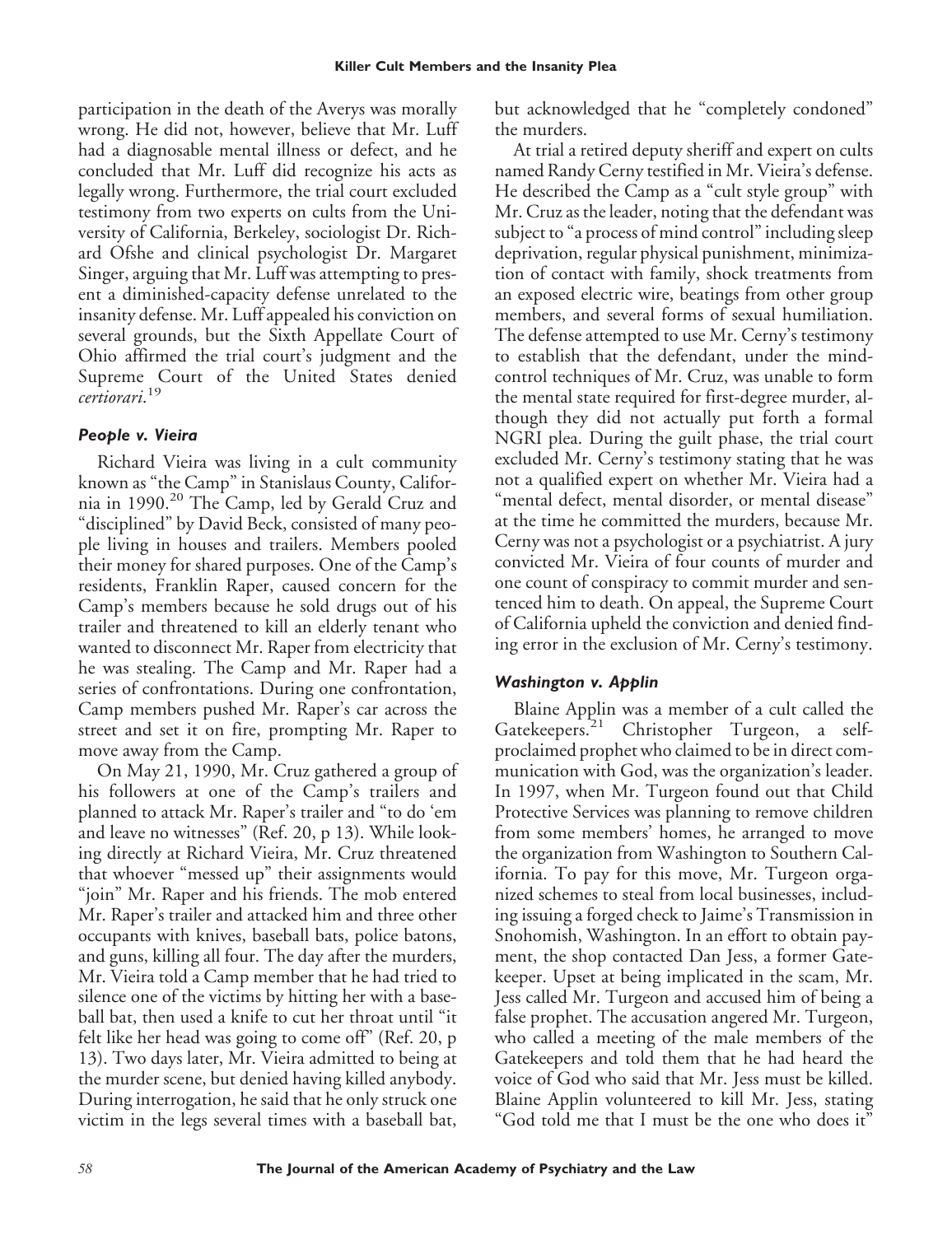participation in the death of the Averys was morally wrong. He did not, however, believe that Mr. Luff had a diagnosable mental illness or defect, and he concluded that Mr. Luff did recognize his acts as legally wrong. Furthermore, the trial court excluded testimony from two experts on cults from the University of California, Berkeley, sociologist Dr. Richard Ofshe and clinical psychologist Dr. Margaret Singer, arguing that Mr. Luff was attempting to present a diminished-capacity defense unrelated to the insanity defense. Mr. Luff appealed his conviction on several grounds, but the Sixth Appellate Court of Ohio affirmed the trial court's judgment and the Supreme Court of the United States denied *certiorari*.[19]

### *People v. Vieira*

Richard Vieira was living in a cult community known as "the Camp" in Stanislaus County, California in 1990.[20] The Camp, led by Gerald Cruz and "disciplined" by David Beck, consisted of many people living in houses and trailers. Members pooled their money for shared purposes. One of the Camp's residents, Franklin Raper, caused concern for the Camp's members because he sold drugs out of his trailer and threatened to kill an elderly tenant who wanted to disconnect Mr. Raper from electricity that he was stealing. The Camp and Mr. Raper had a series of confrontations. During one confrontation, Camp members pushed Mr. Raper's car across the street and set it on fire, prompting Mr. Raper to move away from the Camp.

On May 21, 1990, Mr. Cruz gathered a group of his followers at one of the Camp's trailers and planned to attack Mr. Raper's trailer and "to do 'em and leave no witnesses" (Ref. 20, p 13). While looking directly at Richard Vieira, Mr. Cruz threatened that whoever "messed up" their assignments would "join" Mr. Raper and his friends. The mob entered Mr. Raper's trailer and attacked him and three other occupants with knives, baseball bats, police batons, and guns, killing all four. The day after the murders, Mr. Vieira told a Camp member that he had tried to silence one of the victims by hitting her with a baseball bat, then used a knife to cut her throat until "it felt like her head was going to come off" (Ref. 20, p 13). Two days later, Mr. Vieira admitted to being at the murder scene, but denied having killed anybody. During interrogation, he said that he only struck one victim in the legs several times with a baseball bat, but acknowledged that he "completely condoned" the murders.

At trial a retired deputy sheriff and expert on cults named Randy Cerny testified in Mr. Vieira's defense. He described the Camp as a "cult style group" with Mr. Cruz as the leader, noting that the defendant was subject to "a process of mind control" including sleep deprivation, regular physical punishment, minimization of contact with family, shock treatments from an exposed electric wire, beatings from other group members, and several forms of sexual humiliation. The defense attempted to use Mr. Cerny's testimony to establish that the defendant, under the mind-control techniques of Mr. Cruz, was unable to form the mental state required for first-degree murder, although they did not actually put forth a formal NGRI plea. During the guilt phase, the trial court excluded Mr. Cerny's testimony stating that he was not a qualified expert on whether Mr. Vieira had a "mental defect, mental disorder, or mental disease" at the time he committed the murders, because Mr. Cerny was not a psychologist or a psychiatrist. A jury convicted Mr. Vieira of four counts of murder and one count of conspiracy to commit murder and sentenced him to death. On appeal, the Supreme Court of California upheld the conviction and denied finding error in the exclusion of Mr. Cerny's testimony.

### *Washington v. Applin*

Blaine Applin was a member of a cult called the Gatekeepers.[21] Christopher Turgeon, a self-proclaimed prophet who claimed to be in direct communication with God, was the organization's leader. In 1997, when Mr. Turgeon found out that Child Protective Services was planning to remove children from some members' homes, he arranged to move the organization from Washington to Southern California. To pay for this move, Mr. Turgeon organized schemes to steal from local businesses, including issuing a forged check to Jaime's Transmission in Snohomish, Washington. In an effort to obtain payment, the shop contacted Dan Jess, a former Gatekeeper. Upset at being implicated in the scam, Mr. Jess called Mr. Turgeon and accused him of being a false prophet. The accusation angered Mr. Turgeon, who called a meeting of the male members of the Gatekeepers and told them that he had heard the voice of God who said that Mr. Jess must be killed. Blaine Applin volunteered to kill Mr. Jess, stating "God told me that I must be the one who does it"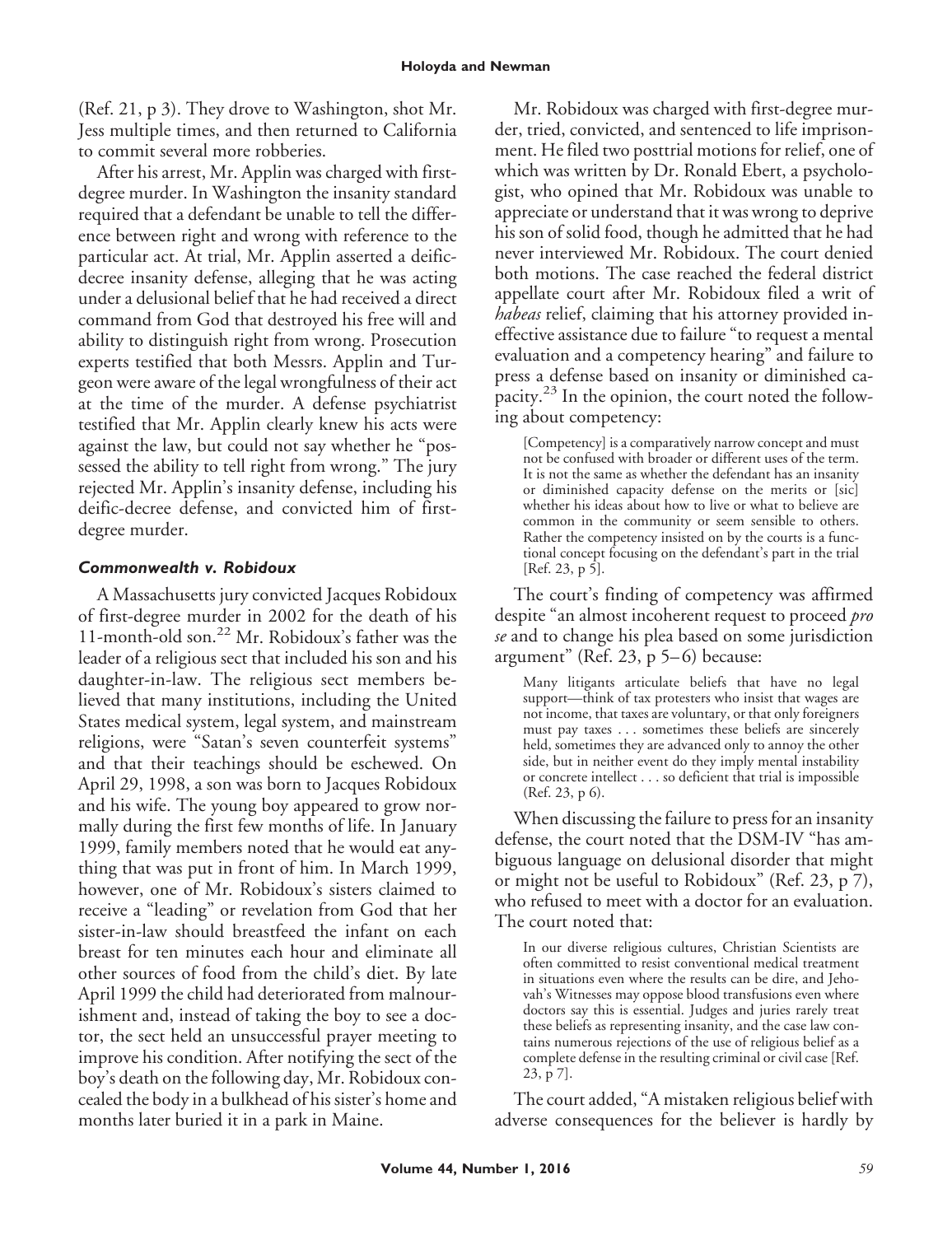(Ref. 21, p 3). They drove to Washington, shot Mr. Jess multiple times, and then returned to California to commit several more robberies.

After his arrest, Mr. Applin was charged with first-degree murder. In Washington the insanity standard required that a defendant be unable to tell the difference between right and wrong with reference to the particular act. At trial, Mr. Applin asserted a deific-decree insanity defense, alleging that he was acting under a delusional belief that he had received a direct command from God that destroyed his free will and ability to distinguish right from wrong. Prosecution experts testified that both Messrs. Applin and Turgeon were aware of the legal wrongfulness of their act at the time of the murder. A defense psychiatrist testified that Mr. Applin clearly knew his acts were against the law, but could not say whether he "possessed the ability to tell right from wrong." The jury rejected Mr. Applin's insanity defense, including his deific-decree defense, and convicted him of first-degree murder.

### *Commonwealth v. Robidoux*

A Massachusetts jury convicted Jacques Robidoux of first-degree murder in 2002 for the death of his 11-month-old son.[22] Mr. Robidoux's father was the leader of a religious sect that included his son and his daughter-in-law. The religious sect members believed that many institutions, including the United States medical system, legal system, and mainstream religions, were "Satan's seven counterfeit systems" and that their teachings should be eschewed. On April 29, 1998, a son was born to Jacques Robidoux and his wife. The young boy appeared to grow normally during the first few months of life. In January 1999, family members noted that he would eat anything that was put in front of him. In March 1999, however, one of Mr. Robidoux's sisters claimed to receive a "leading" or revelation from God that her sister-in-law should breastfeed the infant on each breast for ten minutes each hour and eliminate all other sources of food from the child's diet. By late April 1999 the child had deteriorated from malnourishment and, instead of taking the boy to see a doctor, the sect held an unsuccessful prayer meeting to improve his condition. After notifying the sect of the boy's death on the following day, Mr. Robidoux concealed the body in a bulkhead of his sister's home and months later buried it in a park in Maine.

Mr. Robidoux was charged with first-degree murder, tried, convicted, and sentenced to life imprisonment. He filed two posttrial motions for relief, one of which was written by Dr. Ronald Ebert, a psychologist, who opined that Mr. Robidoux was unable to appreciate or understand that it was wrong to deprive his son of solid food, though he admitted that he had never interviewed Mr. Robidoux. The court denied both motions. The case reached the federal district appellate court after Mr. Robidoux filed a writ of *habeas* relief, claiming that his attorney provided ineffective assistance due to failure "to request a mental evaluation and a competency hearing" and failure to press a defense based on insanity or diminished capacity.[23] In the opinion, the court noted the following about competency:

> [Competency] is a comparatively narrow concept and must not be confused with broader or different uses of the term. It is not the same as whether the defendant has an insanity or diminished capacity defense on the merits or [sic] whether his ideas about how to live or what to believe are common in the community or seem sensible to others. Rather the competency insisted on by the courts is a functional concept focusing on the defendant's part in the trial [Ref. 23, p 5].

The court's finding of competency was affirmed despite "an almost incoherent request to proceed *pro se* and to change his plea based on some jurisdiction argument" (Ref. 23, p 5–6) because:

> Many litigants articulate beliefs that have no legal support—think of tax protesters who insist that wages are not income, that taxes are voluntary, or that only foreigners must pay taxes . . . sometimes these beliefs are sincerely held, sometimes they are advanced only to annoy the other side, but in neither event do they imply mental instability or concrete intellect . . . so deficient that trial is impossible (Ref. 23, p 6).

When discussing the failure to press for an insanity defense, the court noted that the DSM-IV "has ambiguous language on delusional disorder that might or might not be useful to Robidoux" (Ref. 23, p 7), who refused to meet with a doctor for an evaluation. The court noted that:

> In our diverse religious cultures, Christian Scientists are often committed to resist conventional medical treatment in situations even where the results can be dire, and Jehovah's Witnesses may oppose blood transfusions even where doctors say this is essential. Judges and juries rarely treat these beliefs as representing insanity, and the case law contains numerous rejections of the use of religious belief as a complete defense in the resulting criminal or civil case [Ref. 23, p 7].

The court added, "A mistaken religious belief with adverse consequences for the believer is hardly by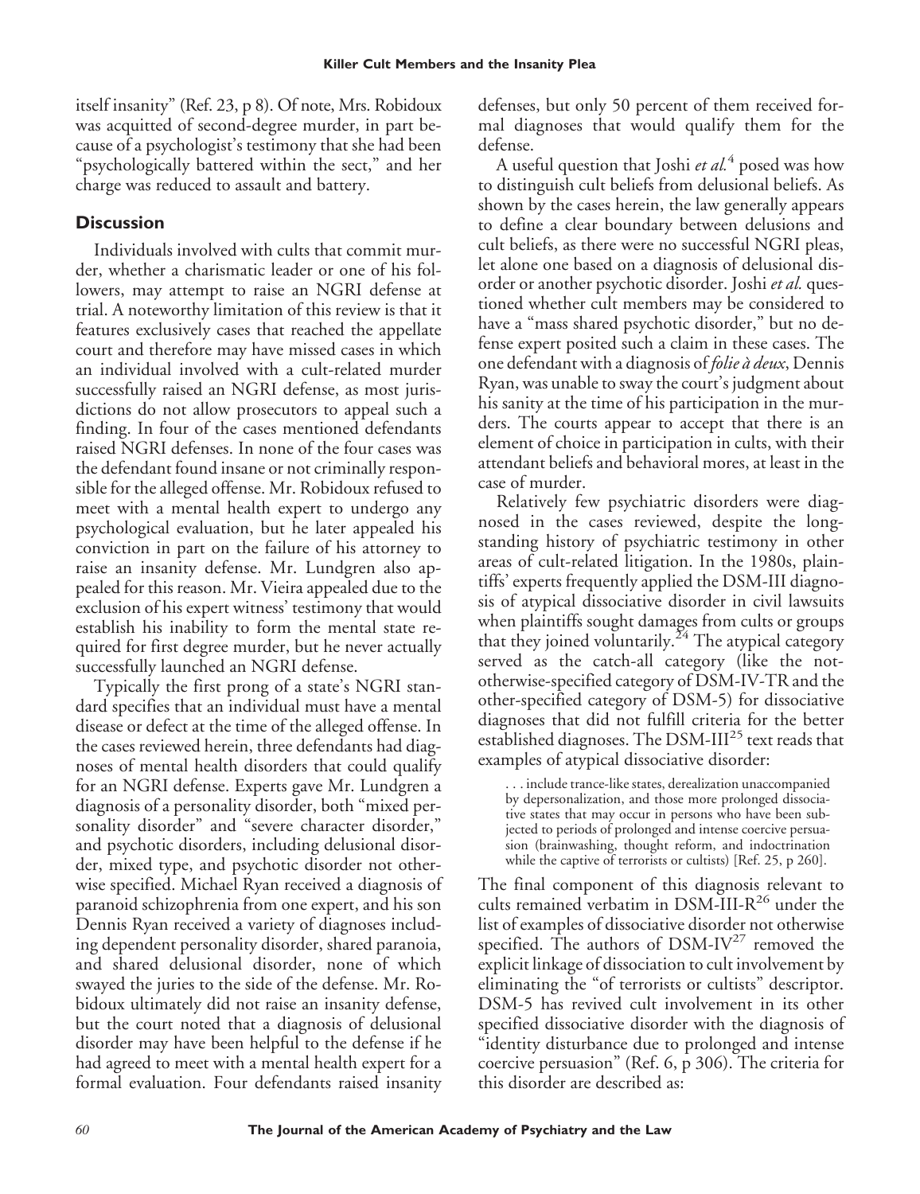itself insanity" (Ref. 23, p 8). Of note, Mrs. Robidoux was acquitted of second-degree murder, in part because of a psychologist's testimony that she had been "psychologically battered within the sect," and her charge was reduced to assault and battery.

## Discussion

Individuals involved with cults that commit murder, whether a charismatic leader or one of his followers, may attempt to raise an NGRI defense at trial. A noteworthy limitation of this review is that it features exclusively cases that reached the appellate court and therefore may have missed cases in which an individual involved with a cult-related murder successfully raised an NGRI defense, as most jurisdictions do not allow prosecutors to appeal such a finding. In four of the cases mentioned defendants raised NGRI defenses. In none of the four cases was the defendant found insane or not criminally responsible for the alleged offense. Mr. Robidoux refused to meet with a mental health expert to undergo any psychological evaluation, but he later appealed his conviction in part on the failure of his attorney to raise an insanity defense. Mr. Lundgren also appealed for this reason. Mr. Vieira appealed due to the exclusion of his expert witness' testimony that would establish his inability to form the mental state required for first degree murder, but he never actually successfully launched an NGRI defense.

Typically the first prong of a state's NGRI standard specifies that an individual must have a mental disease or defect at the time of the alleged offense. In the cases reviewed herein, three defendants had diagnoses of mental health disorders that could qualify for an NGRI defense. Experts gave Mr. Lundgren a diagnosis of a personality disorder, both "mixed personality disorder" and "severe character disorder," and psychotic disorders, including delusional disorder, mixed type, and psychotic disorder not otherwise specified. Michael Ryan received a diagnosis of paranoid schizophrenia from one expert, and his son Dennis Ryan received a variety of diagnoses including dependent personality disorder, shared paranoia, and shared delusional disorder, none of which swayed the juries to the side of the defense. Mr. Robidoux ultimately did not raise an insanity defense, but the court noted that a diagnosis of delusional disorder may have been helpful to the defense if he had agreed to meet with a mental health expert for a formal evaluation. Four defendants raised insanity defenses, but only 50 percent of them received formal diagnoses that would qualify them for the defense.

A useful question that Joshi *et al.*[4] posed was how to distinguish cult beliefs from delusional beliefs. As shown by the cases herein, the law generally appears to define a clear boundary between delusions and cult beliefs, as there were no successful NGRI pleas, let alone one based on a diagnosis of delusional disorder or another psychotic disorder. Joshi *et al.* questioned whether cult members may be considered to have a "mass shared psychotic disorder," but no defense expert posited such a claim in these cases. The one defendant with a diagnosis of *folie à deux*, Dennis Ryan, was unable to sway the court's judgment about his sanity at the time of his participation in the murders. The courts appear to accept that there is an element of choice in participation in cults, with their attendant beliefs and behavioral mores, at least in the case of murder.

Relatively few psychiatric disorders were diagnosed in the cases reviewed, despite the longstanding history of psychiatric testimony in other areas of cult-related litigation. In the 1980s, plaintiffs' experts frequently applied the DSM-III diagnosis of atypical dissociative disorder in civil lawsuits when plaintiffs sought damages from cults or groups that they joined voluntarily.[24] The atypical category served as the catch-all category (like the not-otherwise-specified category of DSM-IV-TR and the other-specified category of DSM-5) for dissociative diagnoses that did not fulfill criteria for the better established diagnoses. The DSM-III[25] text reads that examples of atypical dissociative disorder:

> . . . include trance-like states, derealization unaccompanied by depersonalization, and those more prolonged dissociative states that may occur in persons who have been subjected to periods of prolonged and intense coercive persuasion (brainwashing, thought reform, and indoctrination while the captive of terrorists or cultists) [Ref. 25, p 260].

The final component of this diagnosis relevant to cults remained verbatim in DSM-III-R[26] under the list of examples of dissociative disorder not otherwise specified. The authors of DSM-IV[27] removed the explicit linkage of dissociation to cult involvement by eliminating the "of terrorists or cultists" descriptor. DSM-5 has revived cult involvement in its other specified dissociative disorder with the diagnosis of "identity disturbance due to prolonged and intense coercive persuasion" (Ref. 6, p 306). The criteria for this disorder are described as: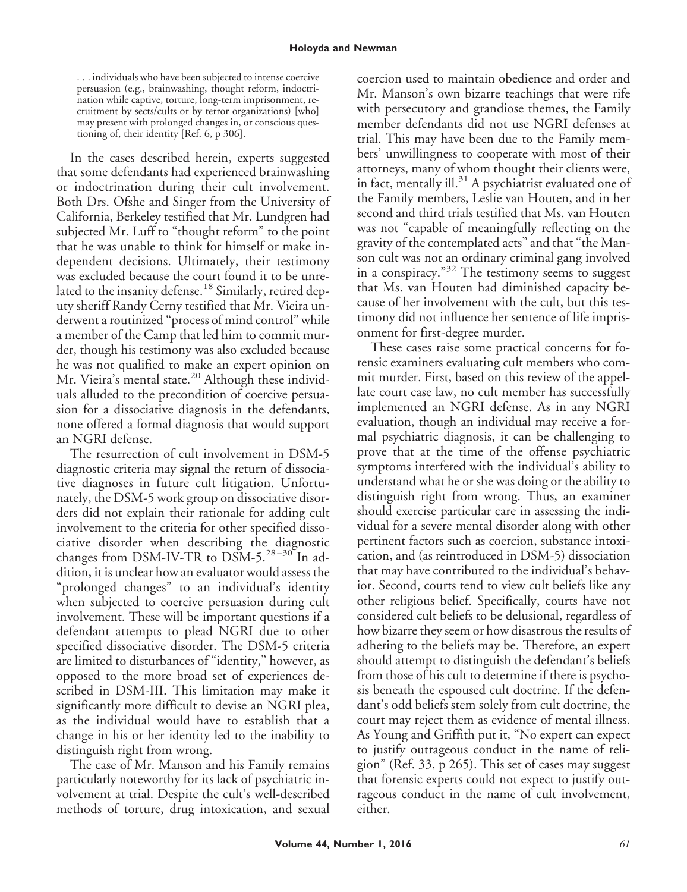> . . . individuals who have been subjected to intense coercive persuasion (e.g., brainwashing, thought reform, indoctrination while captive, torture, long-term imprisonment, recruitment by sects/cults or by terror organizations) [who] may present with prolonged changes in, or conscious questioning of, their identity [Ref. 6, p 306].

In the cases described herein, experts suggested that some defendants had experienced brainwashing or indoctrination during their cult involvement. Both Drs. Ofshe and Singer from the University of California, Berkeley testified that Mr. Lundgren had subjected Mr. Luff to "thought reform" to the point that he was unable to think for himself or make independent decisions. Ultimately, their testimony was excluded because the court found it to be unrelated to the insanity defense.[18] Similarly, retired deputy sheriff Randy Cerny testified that Mr. Vieira underwent a routinized "process of mind control" while a member of the Camp that led him to commit murder, though his testimony was also excluded because he was not qualified to make an expert opinion on Mr. Vieira's mental state.[20] Although these individuals alluded to the precondition of coercive persuasion for a dissociative diagnosis in the defendants, none offered a formal diagnosis that would support an NGRI defense.

The resurrection of cult involvement in DSM-5 diagnostic criteria may signal the return of dissociative diagnoses in future cult litigation. Unfortunately, the DSM-5 work group on dissociative disorders did not explain their rationale for adding cult involvement to the criteria for other specified dissociative disorder when describing the diagnostic changes from DSM-IV-TR to DSM-5.[28–30] In addition, it is unclear how an evaluator would assess the "prolonged changes" to an individual's identity when subjected to coercive persuasion during cult involvement. These will be important questions if a defendant attempts to plead NGRI due to other specified dissociative disorder. The DSM-5 criteria are limited to disturbances of "identity," however, as opposed to the more broad set of experiences described in DSM-III. This limitation may make it significantly more difficult to devise an NGRI plea, as the individual would have to establish that a change in his or her identity led to the inability to distinguish right from wrong.

The case of Mr. Manson and his Family remains particularly noteworthy for its lack of psychiatric involvement at trial. Despite the cult's well-described methods of torture, drug intoxication, and sexual coercion used to maintain obedience and order and Mr. Manson's own bizarre teachings that were rife with persecutory and grandiose themes, the Family member defendants did not use NGRI defenses at trial. This may have been due to the Family members' unwillingness to cooperate with most of their attorneys, many of whom thought their clients were, in fact, mentally ill.[31] A psychiatrist evaluated one of the Family members, Leslie van Houten, and in her second and third trials testified that Ms. van Houten was not "capable of meaningfully reflecting on the gravity of the contemplated acts" and that "the Manson cult was not an ordinary criminal gang involved in a conspiracy."[32] The testimony seems to suggest that Ms. van Houten had diminished capacity because of her involvement with the cult, but this testimony did not influence her sentence of life imprisonment for first-degree murder.

These cases raise some practical concerns for forensic examiners evaluating cult members who commit murder. First, based on this review of the appellate court case law, no cult member has successfully implemented an NGRI defense. As in any NGRI evaluation, though an individual may receive a formal psychiatric diagnosis, it can be challenging to prove that at the time of the offense psychiatric symptoms interfered with the individual's ability to understand what he or she was doing or the ability to distinguish right from wrong. Thus, an examiner should exercise particular care in assessing the individual for a severe mental disorder along with other pertinent factors such as coercion, substance intoxication, and (as reintroduced in DSM-5) dissociation that may have contributed to the individual's behavior. Second, courts tend to view cult beliefs like any other religious belief. Specifically, courts have not considered cult beliefs to be delusional, regardless of how bizarre they seem or how disastrous the results of adhering to the beliefs may be. Therefore, an expert should attempt to distinguish the defendant's beliefs from those of his cult to determine if there is psychosis beneath the espoused cult doctrine. If the defendant's odd beliefs stem solely from cult doctrine, the court may reject them as evidence of mental illness. As Young and Griffith put it, "No expert can expect to justify outrageous conduct in the name of religion" (Ref. 33, p 265). This set of cases may suggest that forensic experts could not expect to justify outrageous conduct in the name of cult involvement, either.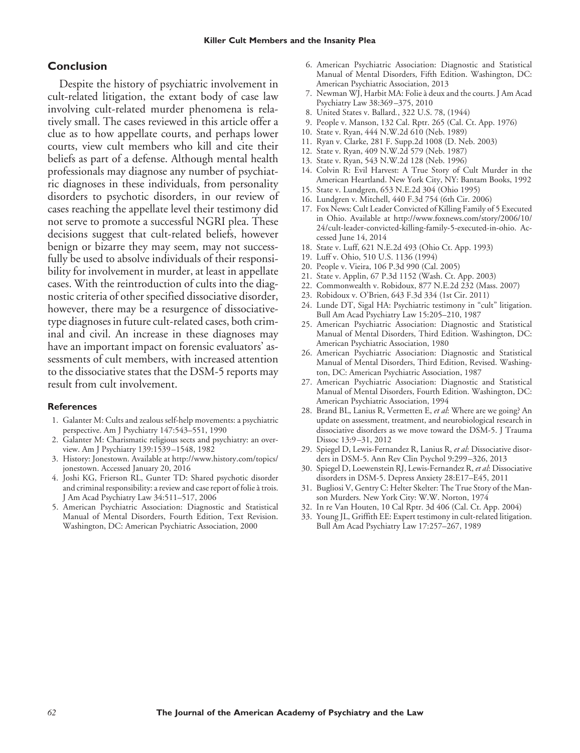## Conclusion

Despite the history of psychiatric involvement in cult-related litigation, the extant body of case law involving cult-related murder phenomena is relatively small. The cases reviewed in this article offer a clue as to how appellate courts, and perhaps lower courts, view cult members who kill and cite their beliefs as part of a defense. Although mental health professionals may diagnose any number of psychiatric diagnoses in these individuals, from personality disorders to psychotic disorders, in our review of cases reaching the appellate level their testimony did not serve to promote a successful NGRI plea. These decisions suggest that cult-related beliefs, however benign or bizarre they may seem, may not successfully be used to absolve individuals of their responsibility for involvement in murder, at least in appellate cases. With the reintroduction of cults into the diagnostic criteria of other specified dissociative disorder, however, there may be a resurgence of dissociative-type diagnoses in future cult-related cases, both criminal and civil. An increase in these diagnoses may have an important impact on forensic evaluators' assessments of cult members, with increased attention to the dissociative states that the DSM-5 reports may result from cult involvement.

### References

1. Galanter M: Cults and zealous self-help movements: a psychiatric perspective. Am J Psychiatry 147:543–551, 1990
2. Galanter M: Charismatic religious sects and psychiatry: an overview. Am J Psychiatry 139:1539–1548, 1982
3. History: Jonestown. Available at http://www.history.com/topics/jonestown. Accessed January 20, 2016
4. Joshi KG, Frierson RL, Gunter TD: Shared psychotic disorder and criminal responsibility: a review and case report of folie à trois. J Am Acad Psychiatry Law 34:511–517, 2006
5. American Psychiatric Association: Diagnostic and Statistical Manual of Mental Disorders, Fourth Edition, Text Revision. Washington, DC: American Psychiatric Association, 2000
6. American Psychiatric Association: Diagnostic and Statistical Manual of Mental Disorders, Fifth Edition. Washington, DC: American Psychiatric Association, 2013
7. Newman WJ, Harbit MA: Folie à deux and the courts. J Am Acad Psychiatry Law 38:369–375, 2010
8. United States v. Ballard., 322 U.S. 78, (1944)
9. People v. Manson, 132 Cal. Rptr. 265 (Cal. Ct. App. 1976)
10. State v. Ryan, 444 N.W.2d 610 (Neb. 1989)
11. Ryan v. Clarke, 281 F. Supp.2d 1008 (D. Neb. 2003)
12. State v. Ryan, 409 N.W.2d 579 (Neb. 1987)
13. State v. Ryan, 543 N.W.2d 128 (Neb. 1996)
14. Colvin R: Evil Harvest: A True Story of Cult Murder in the American Heartland. New York City, NY: Bantam Books, 1992
15. State v. Lundgren, 653 N.E.2d 304 (Ohio 1995)
16. Lundgren v. Mitchell, 440 F.3d 754 (6th Cir. 2006)
17. Fox News: Cult Leader Convicted of Killing Family of 5 Executed in Ohio. Available at http://www.foxnews.com/story/2006/10/24/cult-leader-convicted-killing-family-5-executed-in-ohio. Accessed June 14, 2014
18. State v. Luff, 621 N.E.2d 493 (Ohio Ct. App. 1993)
19. Luff v. Ohio, 510 U.S. 1136 (1994)
20. People v. Vieira, 106 P.3d 990 (Cal. 2005)
21. State v. Applin, 67 P.3d 1152 (Wash. Ct. App. 2003)
22. Commonwealth v. Robidoux, 877 N.E.2d 232 (Mass. 2007)
23. Robidoux v. O'Brien, 643 F.3d 334 (1st Cir. 2011)
24. Lunde DT, Sigal HA: Psychiatric testimony in "cult" litigation. Bull Am Acad Psychiatry Law 15:205–210, 1987
25. American Psychiatric Association: Diagnostic and Statistical Manual of Mental Disorders, Third Edition. Washington, DC: American Psychiatric Association, 1980
26. American Psychiatric Association: Diagnostic and Statistical Manual of Mental Disorders, Third Edition, Revised. Washington, DC: American Psychiatric Association, 1987
27. American Psychiatric Association: Diagnostic and Statistical Manual of Mental Disorders, Fourth Edition. Washington, DC: American Psychiatric Association, 1994
28. Brand BL, Lanius R, Vermetten E, *et al*: Where are we going? An update on assessment, treatment, and neurobiological research in dissociative disorders as we move toward the DSM-5. J Trauma Dissoc 13:9–31, 2012
29. Spiegel D, Lewis-Fernandez R, Lanius R, *et al*: Dissociative disorders in DSM-5. Ann Rev Clin Psychol 9:299–326, 2013
30. Spiegel D, Loewenstein RJ, Lewis-Fernandez R, *et al*: Dissociative disorders in DSM-5. Depress Anxiety 28:E17–E45, 2011
31. Bugliosi V, Gentry C: Helter Skelter: The True Story of the Manson Murders. New York City: W.W. Norton, 1974
32. In re Van Houten, 10 Cal Rptr. 3d 406 (Cal. Ct. App. 2004)
33. Young JL, Griffith EE: Expert testimony in cult-related litigation. Bull Am Acad Psychiatry Law 17:257–267, 1989